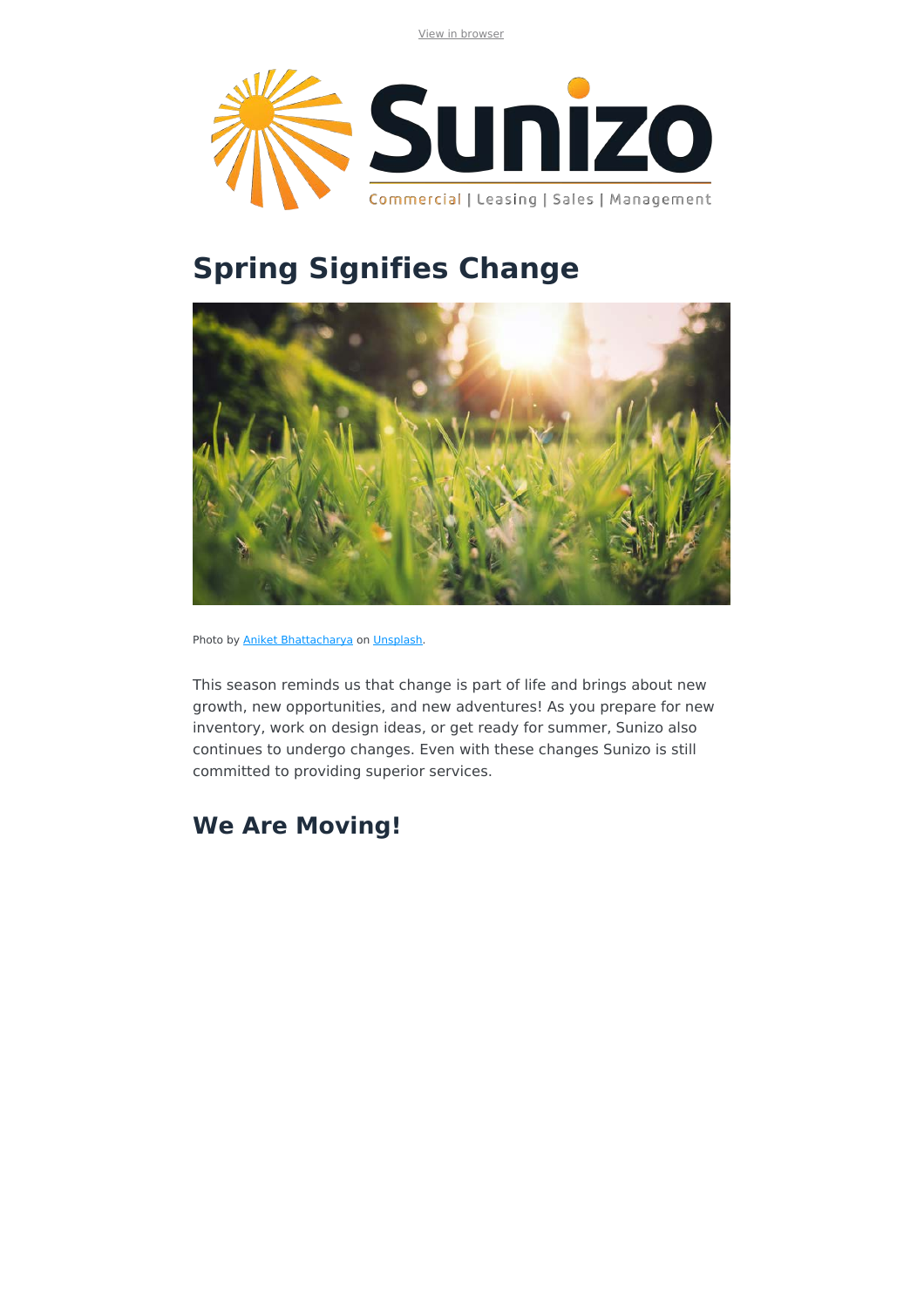View in browser

Sunizo

Commercial | Leasing | Sales | Management

# Spring Signifies Change

Photo by Aniket Bhattacharya on Unsplash.

This season reminds us that change is part of life and brings about new growth, new opportunities, and new adventures! As you prepare for new inventory, work on design ideas, or get ready for summer, Sunizo also continues to undergo changes. Even with these changes Sunizo is still committed to providing superior services.

## We Are Moving!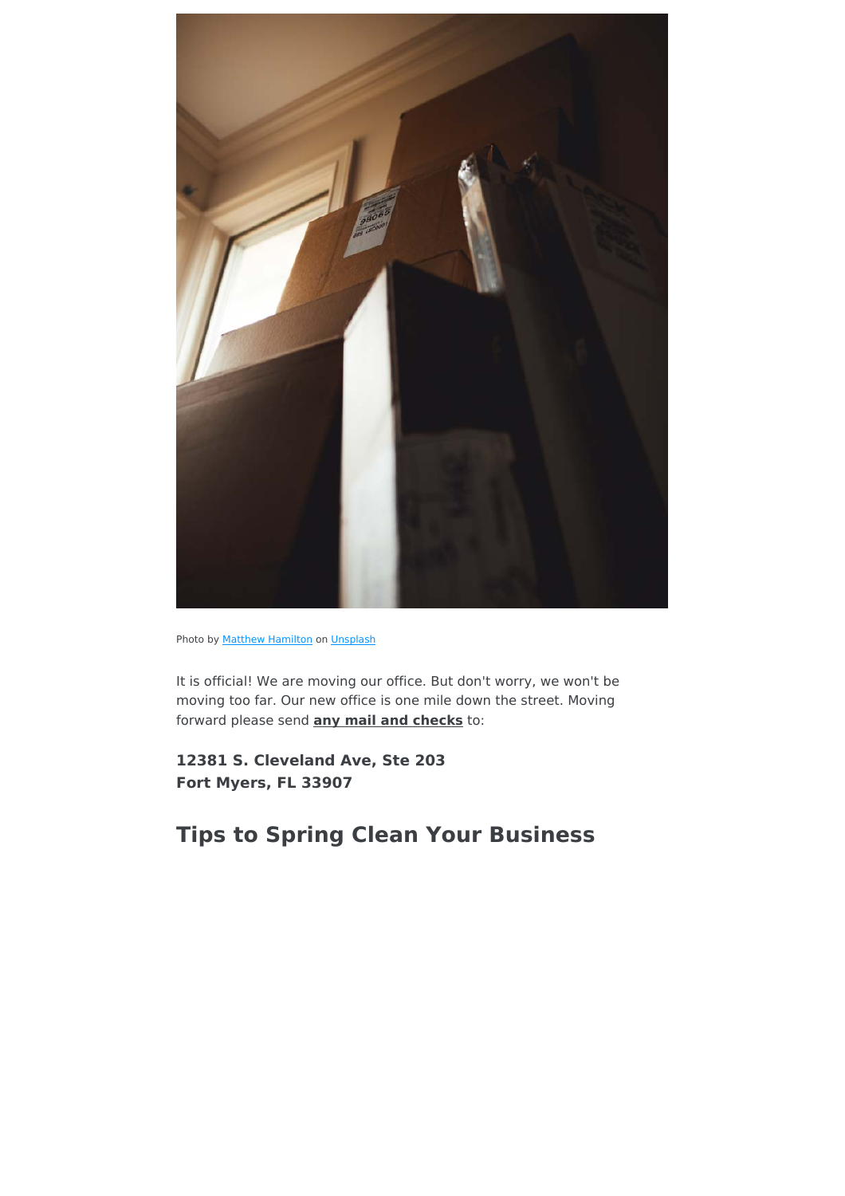Photo by Matthew Hamilton on Unsplash

It is official! We are moving our office. But don't worry, we won't be moving too far. Our new office is one mile down the street. Moving forward please send **any mail and checks** to:

**12381 S. Cleveland Ave, Ste 203**
**Fort Myers, FL 33907**

## Tips to Spring Clean Your Business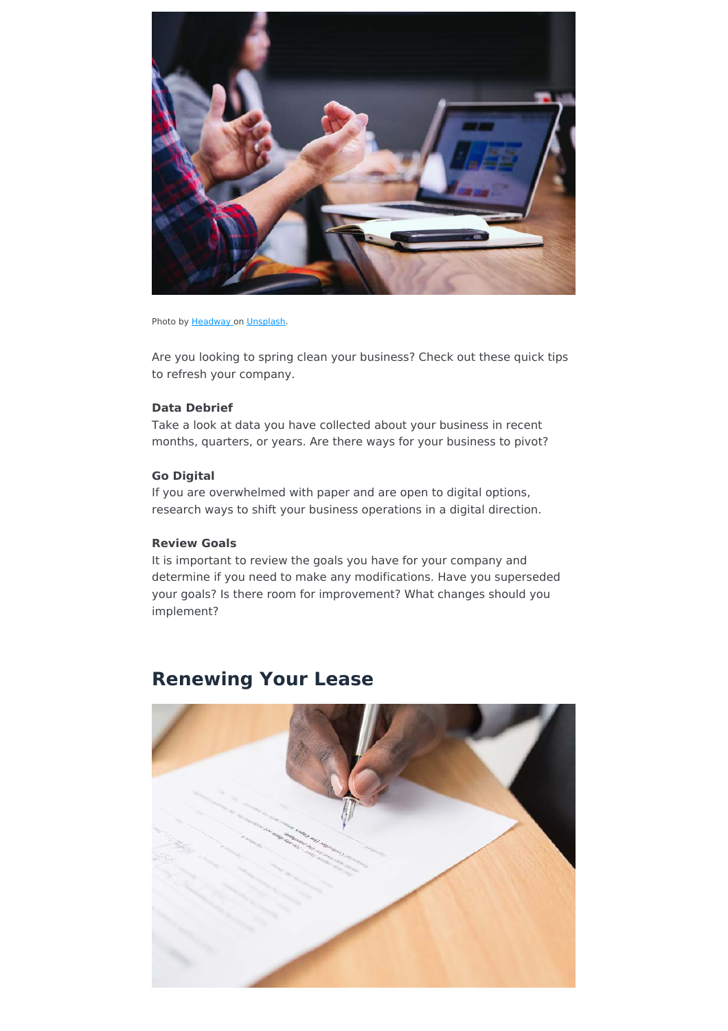Photo by Headway on Unsplash.

Are you looking to spring clean your business? Check out these quick tips to refresh your company.

**Data Debrief**
Take a look at data you have collected about your business in recent months, quarters, or years. Are there ways for your business to pivot?

**Go Digital**
If you are overwhelmed with paper and are open to digital options, research ways to shift your business operations in a digital direction.

**Review Goals**
It is important to review the goals you have for your company and determine if you need to make any modifications. Have you superseded your goals? Is there room for improvement? What changes should you implement?

## Renewing Your Lease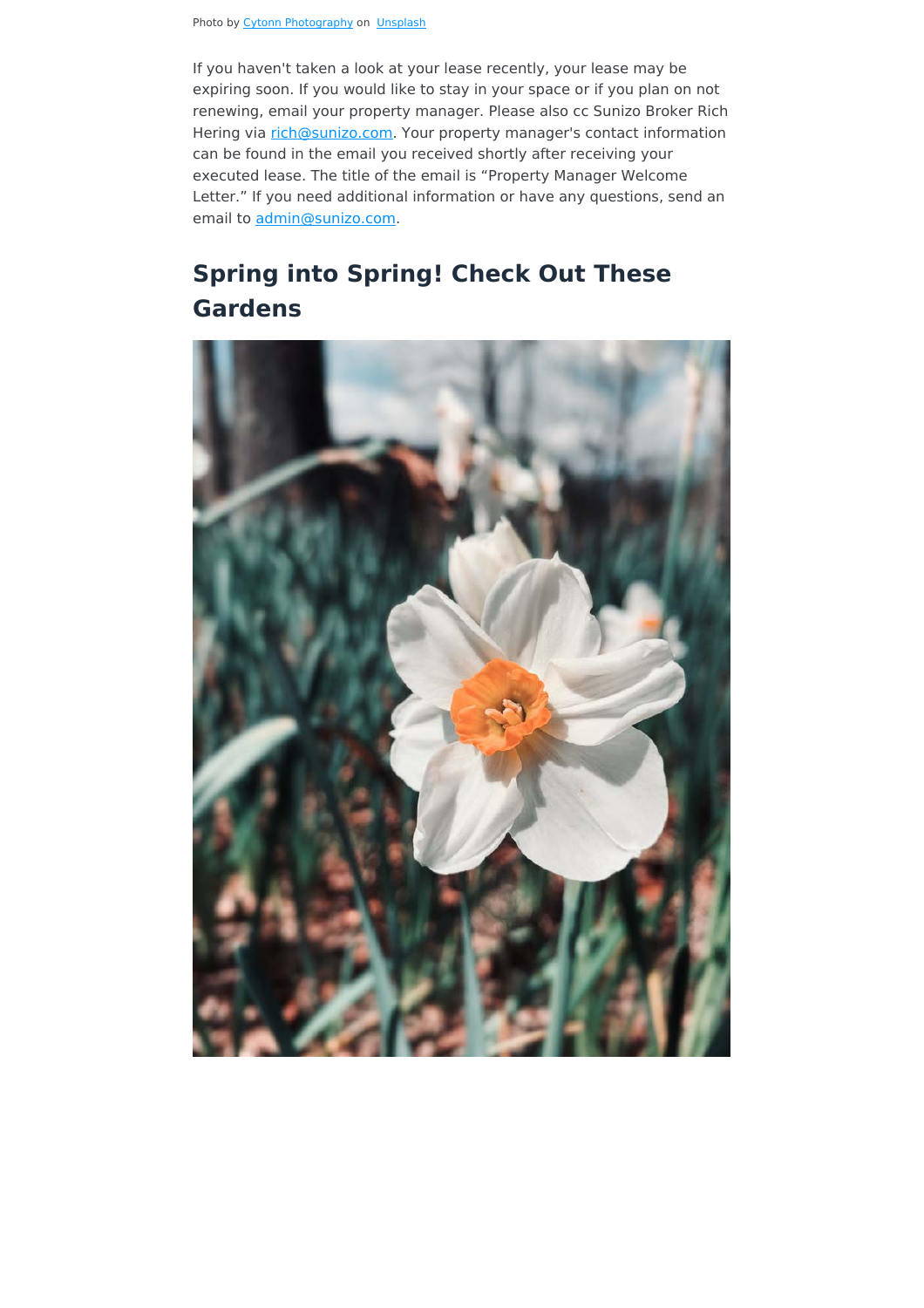Photo by [Cytonn Photography](#) on [Unsplash](#)

If you haven't taken a look at your lease recently, your lease may be expiring soon. If you would like to stay in your space or if you plan on not renewing, email your property manager. Please also cc Sunizo Broker Rich Hering via [rich@sunizo.com](mailto:rich@sunizo.com). Your property manager's contact information can be found in the email you received shortly after receiving your executed lease. The title of the email is “Property Manager Welcome Letter.” If you need additional information or have any questions, send an email to [admin@sunizo.com](mailto:admin@sunizo.com).

## Spring into Spring! Check Out These Gardens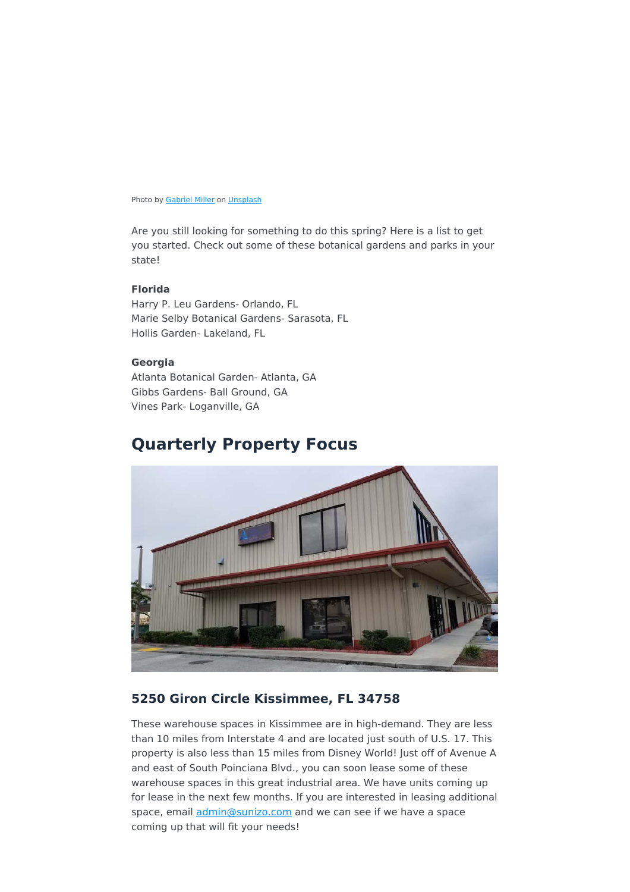Photo by [Gabriel Miller](#) on [Unsplash](#)

Are you still looking for something to do this spring? Here is a list to get you started. Check out some of these botanical gardens and parks in your state!

**Florida**
Harry P. Leu Gardens- Orlando, FL
Marie Selby Botanical Gardens- Sarasota, FL
Hollis Garden- Lakeland, FL

**Georgia**
Atlanta Botanical Garden- Atlanta, GA
Gibbs Gardens- Ball Ground, GA
Vines Park- Loganville, GA

## Quarterly Property Focus

### 5250 Giron Circle Kissimmee, FL 34758

These warehouse spaces in Kissimmee are in high-demand. They are less than 10 miles from Interstate 4 and are located just south of U.S. 17. This property is also less than 15 miles from Disney World! Just off of Avenue A and east of South Poinciana Blvd., you can soon lease some of these warehouse spaces in this great industrial area. We have units coming up for lease in the next few months. If you are interested in leasing additional space, email admin@sunizo.com and we can see if we have a space coming up that will fit your needs!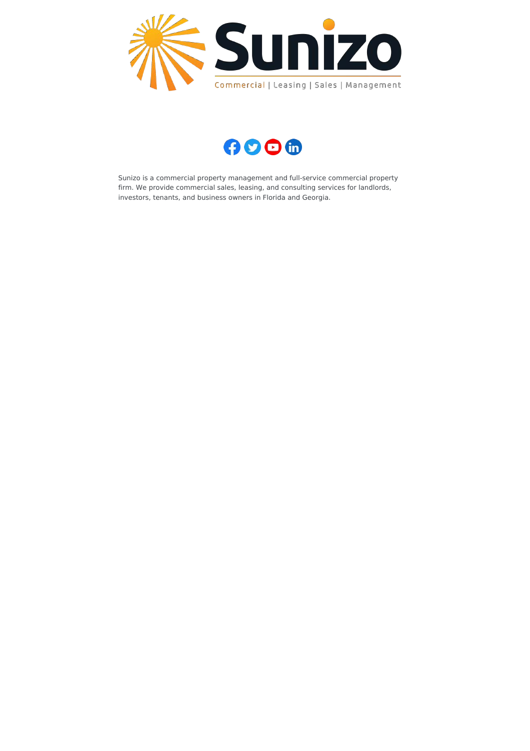Sunizo

Commercial | Leasing | Sales | Management

Sunizo is a commercial property management and full-service commercial property firm. We provide commercial sales, leasing, and consulting services for landlords, investors, tenants, and business owners in Florida and Georgia.